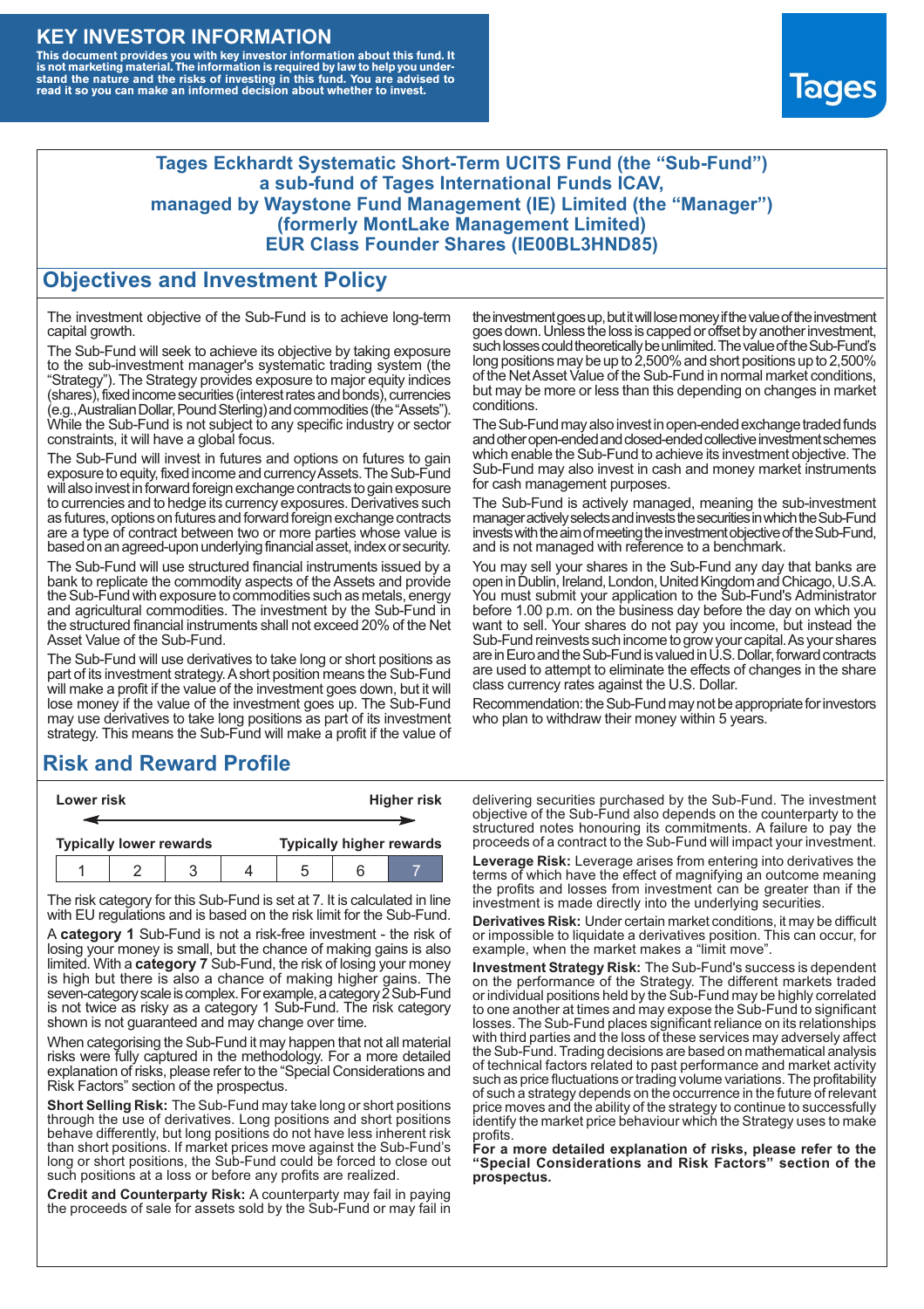# KEY INVESTOR INFORMATION

**This document provides you with key investor information about this fund. It is not marketing material. The information is required by law to help you understand the nature and the risks of investing in this fund. You are advised to read it so you can make an informed decision about whether to invest.**

Tages

## Tages Eckhardt Systematic Short-Term UCITS Fund (the "Sub-Fund") a sub-fund of Tages International Funds ICAV, managed by Waystone Fund Management (IE) Limited (the "Manager") (formerly MontLake Management Limited) EUR Class Founder Shares (IE00BL3HND85)

## Objectives and Investment Policy

The investment objective of the Sub-Fund is to achieve long-term capital growth.

The Sub-Fund will seek to achieve its objective by taking exposure to the sub-investment manager's systematic trading system (the "Strategy"). The Strategy provides exposure to major equity indices (shares), fixed income securities (interest rates and bonds), currencies (e.g., Australian Dollar, Pound Sterling) and commodities (the "Assets"). While the Sub-Fund is not subject to any specific industry or sector constraints, it will have a global focus.

The Sub-Fund will invest in futures and options on futures to gain exposure to equity, fixed income and currency Assets. The Sub-Fund will also invest in forward foreign exchange contracts to gain exposure to currencies and to hedge its currency exposures. Derivatives such as futures, options on futures and forward foreign exchange contracts are a type of contract between two or more parties whose value is based on an agreed-upon underlying financial asset, index or security.

The Sub-Fund will use structured financial instruments issued by a bank to replicate the commodity aspects of the Assets and provide the Sub-Fund with exposure to commodities such as metals, energy and agricultural commodities. The investment by the Sub-Fund in the structured financial instruments shall not exceed 20% of the Net Asset Value of the Sub-Fund.

The Sub-Fund will use derivatives to take long or short positions as part of its investment strategy. A short position means the Sub-Fund will make a profit if the value of the investment goes down, but it will lose money if the value of the investment goes up. The Sub-Fund may use derivatives to take long positions as part of its investment strategy. This means the Sub-Fund will make a profit if the value of the investment goes up, but it will lose money if the value of the investment goes down. Unless the loss is capped or offset by another investment, such losses could theoretically be unlimited. The value of the Sub-Fund's long positions may be up to 2,500% and short positions up to 2,500% of the Net Asset Value of the Sub-Fund in normal market conditions, but may be more or less than this depending on changes in market conditions.

The Sub-Fund may also invest in open-ended exchange traded funds and other open-ended and closed-ended collective investment schemes which enable the Sub-Fund to achieve its investment objective. The Sub-Fund may also invest in cash and money market instruments for cash management purposes.

The Sub-Fund is actively managed, meaning the sub-investment manager actively selects and invests the securities in which the Sub-Fund invests with the aim of meeting the investment objective of the Sub-Fund, and is not managed with reference to a benchmark.

You may sell your shares in the Sub-Fund any day that banks are open in Dublin, Ireland, London, United Kingdom and Chicago, U.S.A. You must submit your application to the Sub-Fund's Administrator before 1.00 p.m. on the business day before the day on which you want to sell. Your shares do not pay you income, but instead the Sub-Fund reinvests such income to grow your capital. As your shares are in Euro and the Sub-Fund is valued in U.S. Dollar, forward contracts are used to attempt to eliminate the effects of changes in the share class currency rates against the U.S. Dollar.

Recommendation: the Sub-Fund may not be appropriate for investors who plan to withdraw their money within 5 years.

## Risk and Reward Profile

| Lower risk | | | | | | Higher risk |
|---|---|---|---|---|---|---|
| Typically lower rewards | | | | | | Typically higher rewards |
| 1 | 2 | 3 | 4 | 5 | 6 | **7** |

The risk category for this Sub-Fund is set at 7. It is calculated in line with EU regulations and is based on the risk limit for the Sub-Fund.

A **category 1** Sub-Fund is not a risk-free investment - the risk of losing your money is small, but the chance of making gains is also limited. With a **category 7** Sub-Fund, the risk of losing your money is high but there is also a chance of making higher gains. The seven-category scale is complex. For example, a category 2 Sub-Fund is not twice as risky as a category 1 Sub-Fund. The risk category shown is not guaranteed and may change over time.

When categorising the Sub-Fund it may happen that not all material risks were fully captured in the methodology. For a more detailed explanation of risks, please refer to the "Special Considerations and Risk Factors" section of the prospectus.

**Short Selling Risk:** The Sub-Fund may take long or short positions through the use of derivatives. Long positions and short positions behave differently, but long positions do not have less inherent risk than short positions. If market prices move against the Sub-Fund's long or short positions, the Sub-Fund could be forced to close out such positions at a loss or before any profits are realized.

**Credit and Counterparty Risk:** A counterparty may fail in paying the proceeds of sale for assets sold by the Sub-Fund or may fail in delivering securities purchased by the Sub-Fund. The investment objective of the Sub-Fund also depends on the counterparty to the structured notes honouring its commitments. A failure to pay the proceeds of a contract to the Sub-Fund will impact your investment.

**Leverage Risk:** Leverage arises from entering into derivatives the terms of which have the effect of magnifying an outcome meaning the profits and losses from investment can be greater than if the investment is made directly into the underlying securities.

**Derivatives Risk:** Under certain market conditions, it may be difficult or impossible to liquidate a derivatives position. This can occur, for example, when the market makes a "limit move".

**Investment Strategy Risk:** The Sub-Fund's success is dependent on the performance of the Strategy. The different markets traded or individual positions held by the Sub-Fund may be highly correlated to one another at times and may expose the Sub-Fund to significant losses. The Sub-Fund places significant reliance on its relationships with third parties and the loss of these services may adversely affect the Sub-Fund. Trading decisions are based on mathematical analysis of technical factors related to past performance and market activity such as price fluctuations or trading volume variations. The profitability of such a strategy depends on the occurrence in the future of relevant price moves and the ability of the strategy to continue to successfully identify the market price behaviour which the Strategy uses to make profits.

**For a more detailed explanation of risks, please refer to the "Special Considerations and Risk Factors" section of the prospectus.**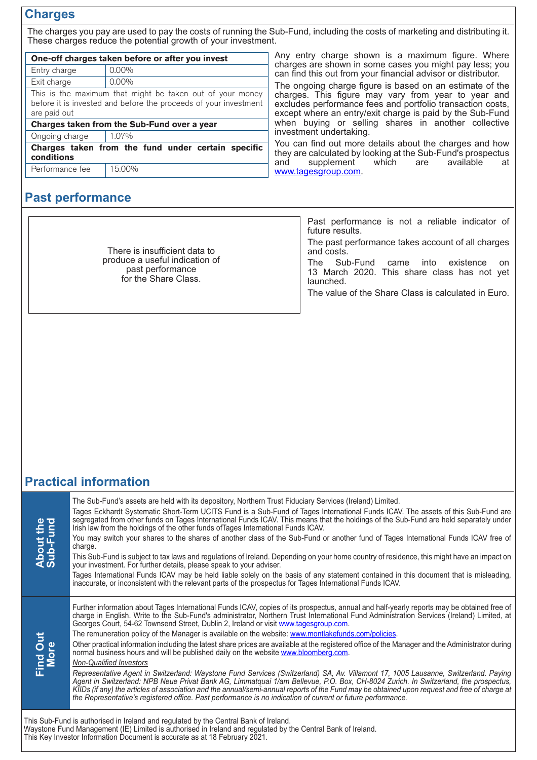## Charges

The charges you pay are used to pay the costs of running the Sub-Fund, including the costs of marketing and distributing it. These charges reduce the potential growth of your investment.

| One-off charges taken before or after you invest | |
|---|---|
| Entry charge | 0.00% |
| Exit charge | 0.00% |
| This is the maximum that might be taken out of your money before it is invested and before the proceeds of your investment are paid out | |
| **Charges taken from the Sub-Fund over a year** | |
| Ongoing charge | 1.07% |
| **Charges taken from the fund under certain specific conditions** | |
| Performance fee | 15.00% |

Any entry charge shown is a maximum figure. Where charges are shown in some cases you might pay less; you can find this out from your financial advisor or distributor.

The ongoing charge figure is based on an estimate of the charges. This figure may vary from year to year and excludes performance fees and portfolio transaction costs, except where an entry/exit charge is paid by the Sub-Fund when buying or selling shares in another collective investment undertaking.

You can find out more details about the charges and how they are calculated by looking at the Sub-Fund's prospectus and supplement which are available at www.tagesgroup.com.

## Past performance

There is insufficient data to produce a useful indication of past performance for the Share Class.

Past performance is not a reliable indicator of future results.

The past performance takes account of all charges and costs.

The Sub-Fund came into existence on 13 March 2020. This share class has not yet launched.

The value of the Share Class is calculated in Euro.

## Practical information

### About the Sub-Fund

The Sub-Fund's assets are held with its depository, Northern Trust Fiduciary Services (Ireland) Limited.

Tages Eckhardt Systematic Short-Term UCITS Fund is a Sub-Fund of Tages International Funds ICAV. The assets of this Sub-Fund are segregated from other funds on Tages International Funds ICAV. This means that the holdings of the Sub-Fund are held separately under Irish law from the holdings of the other funds ofTages International Funds ICAV.

You may switch your shares to the shares of another class of the Sub-Fund or another fund of Tages International Funds ICAV free of charge.

This Sub-Fund is subject to tax laws and regulations of Ireland. Depending on your home country of residence, this might have an impact on your investment. For further details, please speak to your adviser.

Tages International Funds ICAV may be held liable solely on the basis of any statement contained in this document that is misleading, inaccurate, or inconsistent with the relevant parts of the prospectus for Tages International Funds ICAV.

### Find Out More

Further information about Tages International Funds ICAV, copies of its prospectus, annual and half-yearly reports may be obtained free of charge in English. Write to the Sub-Fund's administrator, Northern Trust International Fund Administration Services (Ireland) Limited, at Georges Court, 54-62 Townsend Street, Dublin 2, Ireland or visit www.tagesgroup.com.

The remuneration policy of the Manager is available on the website: www.montlakefunds.com/policies.

Other practical information including the latest share prices are available at the registered office of the Manager and the Administrator during normal business hours and will be published daily on the website www.bloomberg.com.

*Non-Qualified Investors*

*Representative Agent in Switzerland: Waystone Fund Services (Switzerland) SA, Av. Villamont 17, 1005 Lausanne, Switzerland. Paying Agent in Switzerland: NPB Neue Privat Bank AG, Limmatquai 1/am Bellevue, P.O. Box, CH-8024 Zurich. In Switzerland, the prospectus, KIIDs (if any) the articles of association and the annual/semi-annual reports of the Fund may be obtained upon request and free of charge at the Representative's registered office. Past performance is no indication of current or future performance.*

This Sub-Fund is authorised in Ireland and regulated by the Central Bank of Ireland.
Waystone Fund Management (IE) Limited is authorised in Ireland and regulated by the Central Bank of Ireland.
This Key Investor Information Document is accurate as at 18 February 2021.